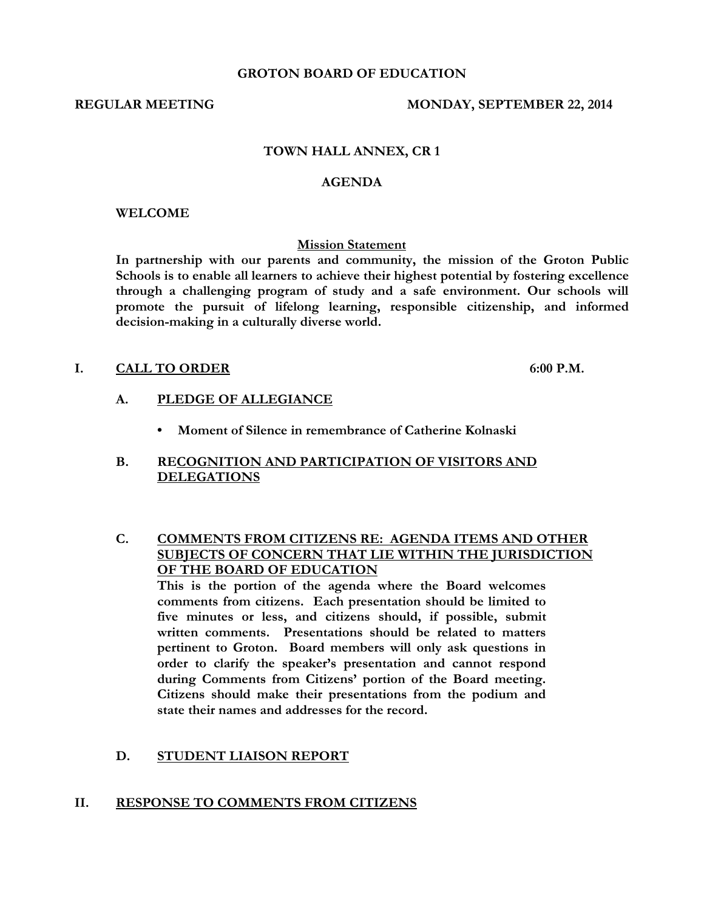# GROTON BOARD OF EDUCATION

**REGULAR MEETING** **MONDAY, SEPTEMBER 22, 2014**

**TOWN HALL ANNEX, CR 1**

## AGENDA

**WELCOME**

**Mission Statement**

**In partnership with our parents and community, the mission of the Groton Public Schools is to enable all learners to achieve their highest potential by fostering excellence through a challenging program of study and a safe environment. Our schools will promote the pursuit of lifelong learning, responsible citizenship, and informed decision-making in a culturally diverse world.**

## I. CALL TO ORDER 6:00 P.M.

### A. PLEDGE OF ALLEGIANCE

- **Moment of Silence in remembrance of Catherine Kolnaski**

### B. RECOGNITION AND PARTICIPATION OF VISITORS AND DELEGATIONS

### C. COMMENTS FROM CITIZENS RE: AGENDA ITEMS AND OTHER SUBJECTS OF CONCERN THAT LIE WITHIN THE JURISDICTION OF THE BOARD OF EDUCATION

**This is the portion of the agenda where the Board welcomes comments from citizens. Each presentation should be limited to five minutes or less, and citizens should, if possible, submit written comments. Presentations should be related to matters pertinent to Groton. Board members will only ask questions in order to clarify the speaker's presentation and cannot respond during Comments from Citizens' portion of the Board meeting. Citizens should make their presentations from the podium and state their names and addresses for the record.**

### D. STUDENT LIAISON REPORT

## II. RESPONSE TO COMMENTS FROM CITIZENS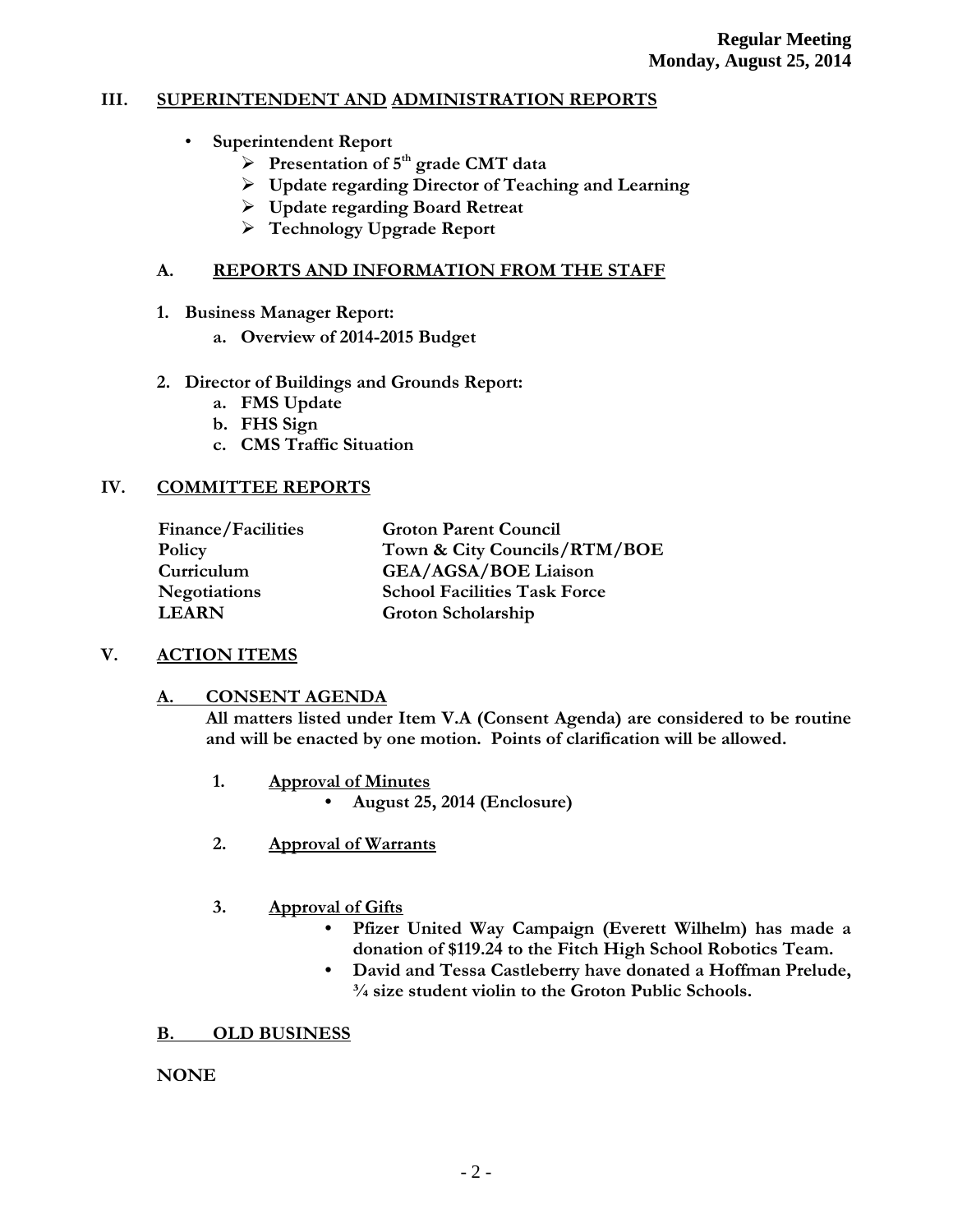**Regular Meeting**
**Monday, August 25, 2014**

## III. SUPERINTENDENT AND ADMINISTRATION REPORTS

- **Superintendent Report**
  - **Presentation of 5th grade CMT data**
  - **Update regarding Director of Teaching and Learning**
  - **Update regarding Board Retreat**
  - **Technology Upgrade Report**

### A. REPORTS AND INFORMATION FROM THE STAFF

1. **Business Manager Report:**
   a. **Overview of 2014-2015 Budget**

2. **Director of Buildings and Grounds Report:**
   a. **FMS Update**
   b. **FHS Sign**
   c. **CMS Traffic Situation**

## IV. COMMITTEE REPORTS

| | |
|---|---|
| **Finance/Facilities** | **Groton Parent Council** |
| **Policy** | **Town & City Councils/RTM/BOE** |
| **Curriculum** | **GEA/AGSA/BOE Liaison** |
| **Negotiations** | **School Facilities Task Force** |
| **LEARN** | **Groton Scholarship** |

## V. ACTION ITEMS

### A. CONSENT AGENDA

**All matters listed under Item V.A (Consent Agenda) are considered to be routine and will be enacted by one motion. Points of clarification will be allowed.**

1. **Approval of Minutes**
   - **August 25, 2014 (Enclosure)**

2. **Approval of Warrants**

3. **Approval of Gifts**
   - **Pfizer United Way Campaign (Everett Wilhelm) has made a donation of $119.24 to the Fitch High School Robotics Team.**
   - **David and Tessa Castleberry have donated a Hoffman Prelude, ¾ size student violin to the Groton Public Schools.**

### B. OLD BUSINESS

**NONE**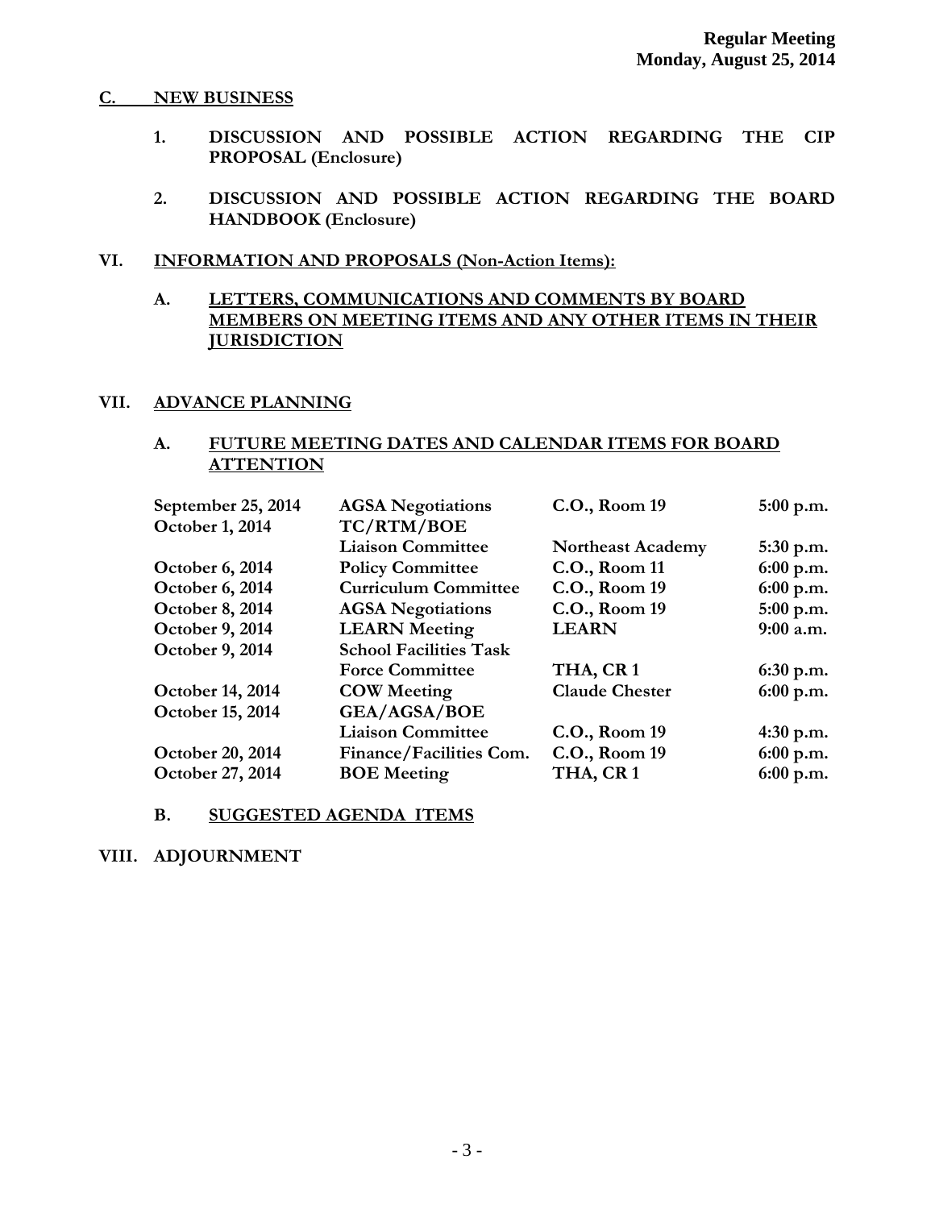**Regular Meeting**
**Monday, August 25, 2014**

### C. NEW BUSINESS

1. **DISCUSSION AND POSSIBLE ACTION REGARDING THE CIP PROPOSAL (Enclosure)**

2. **DISCUSSION AND POSSIBLE ACTION REGARDING THE BOARD HANDBOOK (Enclosure)**

## VI. INFORMATION AND PROPOSALS (Non-Action Items):

### A. LETTERS, COMMUNICATIONS AND COMMENTS BY BOARD MEMBERS ON MEETING ITEMS AND ANY OTHER ITEMS IN THEIR JURISDICTION

## VII. ADVANCE PLANNING

### A. FUTURE MEETING DATES AND CALENDAR ITEMS FOR BOARD ATTENTION

| | | | |
|---|---|---|---|
| September 25, 2014 | AGSA Negotiations | C.O., Room 19 | 5:00 p.m. |
| October 1, 2014 | TC/RTM/BOE Liaison Committee | Northeast Academy | 5:30 p.m. |
| October 6, 2014 | Policy Committee | C.O., Room 11 | 6:00 p.m. |
| October 6, 2014 | Curriculum Committee | C.O., Room 19 | 6:00 p.m. |
| October 8, 2014 | AGSA Negotiations | C.O., Room 19 | 5:00 p.m. |
| October 9, 2014 | LEARN Meeting | LEARN | 9:00 a.m. |
| October 9, 2014 | School Facilities Task Force Committee | THA, CR 1 | 6:30 p.m. |
| October 14, 2014 | COW Meeting | Claude Chester | 6:00 p.m. |
| October 15, 2014 | GEA/AGSA/BOE Liaison Committee | C.O., Room 19 | 4:30 p.m. |
| October 20, 2014 | Finance/Facilities Com. | C.O., Room 19 | 6:00 p.m. |
| October 27, 2014 | BOE Meeting | THA, CR 1 | 6:00 p.m. |

### B. SUGGESTED AGENDA ITEMS

## VIII. ADJOURNMENT